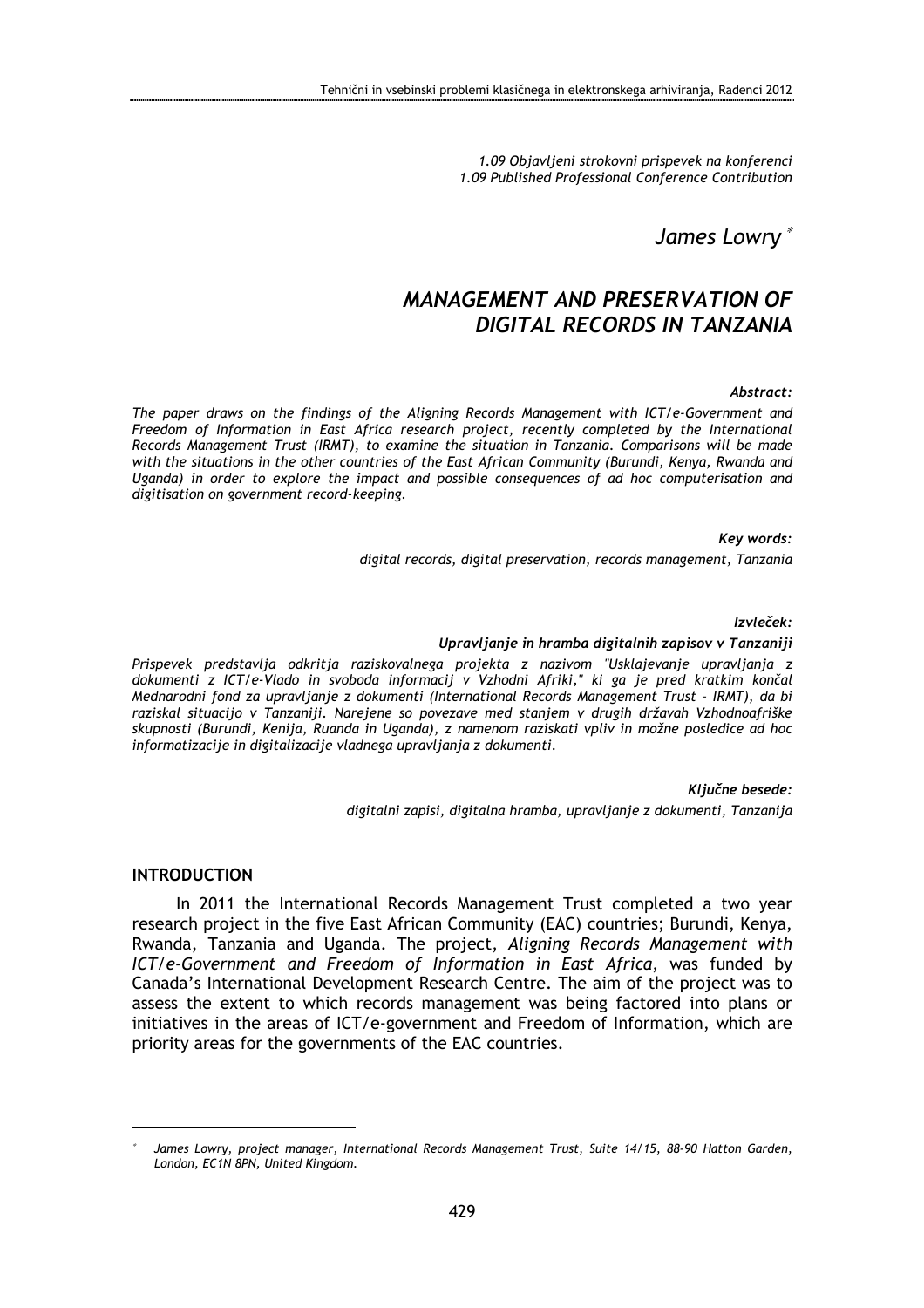*1.09 Objavljeni strokovni prispevek na konferenci*
*1.09 Published Professional Conference Contribution*

*James Lowry* [*]

# *MANAGEMENT AND PRESERVATION OF DIGITAL RECORDS IN TANZANIA*

***Abstract:***

*The paper draws on the findings of the Aligning Records Management with ICT/e-Government and Freedom of Information in East Africa research project, recently completed by the International Records Management Trust (IRMT), to examine the situation in Tanzania. Comparisons will be made with the situations in the other countries of the East African Community (Burundi, Kenya, Rwanda and Uganda) in order to explore the impact and possible consequences of ad hoc computerisation and digitisation on government record-keeping.*

***Key words:***

*digital records, digital preservation, records management, Tanzania*

***Izvleček:***

***Upravljanje in hramba digitalnih zapisov v Tanzaniji***

*Prispevek predstavlja odkritja raziskovalnega projekta z nazivom "Usklajevanje upravljanja z dokumenti z ICT/e-Vlado in svoboda informacij v Vzhodni Afriki," ki ga je pred kratkim končal Mednarodni fond za upravljanje z dokumenti (International Records Management Trust – IRMT), da bi raziskal situacijo v Tanzaniji. Narejene so povezave med stanjem v drugih državah Vzhodnoafriške skupnosti (Burundi, Kenija, Ruanda in Uganda), z namenom raziskati vpliv in možne posledice ad hoc informatizacije in digitalizacije vladnega upravljanja z dokumenti.*

***Ključne besede:***

*digitalni zapisi, digitalna hramba, upravljanje z dokumenti, Tanzanija*

## INTRODUCTION

In 2011 the International Records Management Trust completed a two year research project in the five East African Community (EAC) countries; Burundi, Kenya, Rwanda, Tanzania and Uganda. The project, *Aligning Records Management with ICT/e-Government and Freedom of Information in East Africa*, was funded by Canada's International Development Research Centre. The aim of the project was to assess the extent to which records management was being factored into plans or initiatives in the areas of ICT/e-government and Freedom of Information, which are priority areas for the governments of the EAC countries.

---

[*] *James Lowry, project manager, International Records Management Trust, Suite 14/15, 88-90 Hatton Garden, London, EC1N 8PN, United Kingdom.*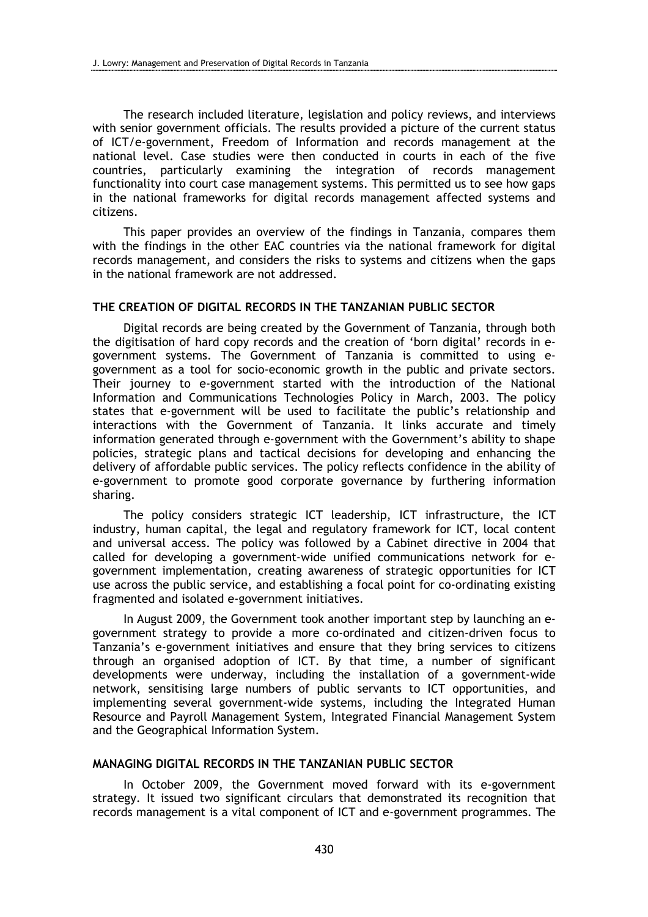The research included literature, legislation and policy reviews, and interviews with senior government officials. The results provided a picture of the current status of ICT/e-government, Freedom of Information and records management at the national level. Case studies were then conducted in courts in each of the five countries, particularly examining the integration of records management functionality into court case management systems. This permitted us to see how gaps in the national frameworks for digital records management affected systems and citizens.

This paper provides an overview of the findings in Tanzania, compares them with the findings in the other EAC countries via the national framework for digital records management, and considers the risks to systems and citizens when the gaps in the national framework are not addressed.

## THE CREATION OF DIGITAL RECORDS IN THE TANZANIAN PUBLIC SECTOR

Digital records are being created by the Government of Tanzania, through both the digitisation of hard copy records and the creation of 'born digital' records in e-government systems. The Government of Tanzania is committed to using e-government as a tool for socio-economic growth in the public and private sectors. Their journey to e-government started with the introduction of the National Information and Communications Technologies Policy in March, 2003. The policy states that e-government will be used to facilitate the public's relationship and interactions with the Government of Tanzania. It links accurate and timely information generated through e-government with the Government's ability to shape policies, strategic plans and tactical decisions for developing and enhancing the delivery of affordable public services. The policy reflects confidence in the ability of e-government to promote good corporate governance by furthering information sharing.

The policy considers strategic ICT leadership, ICT infrastructure, the ICT industry, human capital, the legal and regulatory framework for ICT, local content and universal access. The policy was followed by a Cabinet directive in 2004 that called for developing a government-wide unified communications network for e-government implementation, creating awareness of strategic opportunities for ICT use across the public service, and establishing a focal point for co-ordinating existing fragmented and isolated e-government initiatives.

In August 2009, the Government took another important step by launching an e-government strategy to provide a more co-ordinated and citizen-driven focus to Tanzania's e-government initiatives and ensure that they bring services to citizens through an organised adoption of ICT. By that time, a number of significant developments were underway, including the installation of a government-wide network, sensitising large numbers of public servants to ICT opportunities, and implementing several government-wide systems, including the Integrated Human Resource and Payroll Management System, Integrated Financial Management System and the Geographical Information System.

## MANAGING DIGITAL RECORDS IN THE TANZANIAN PUBLIC SECTOR

In October 2009, the Government moved forward with its e-government strategy. It issued two significant circulars that demonstrated its recognition that records management is a vital component of ICT and e-government programmes. The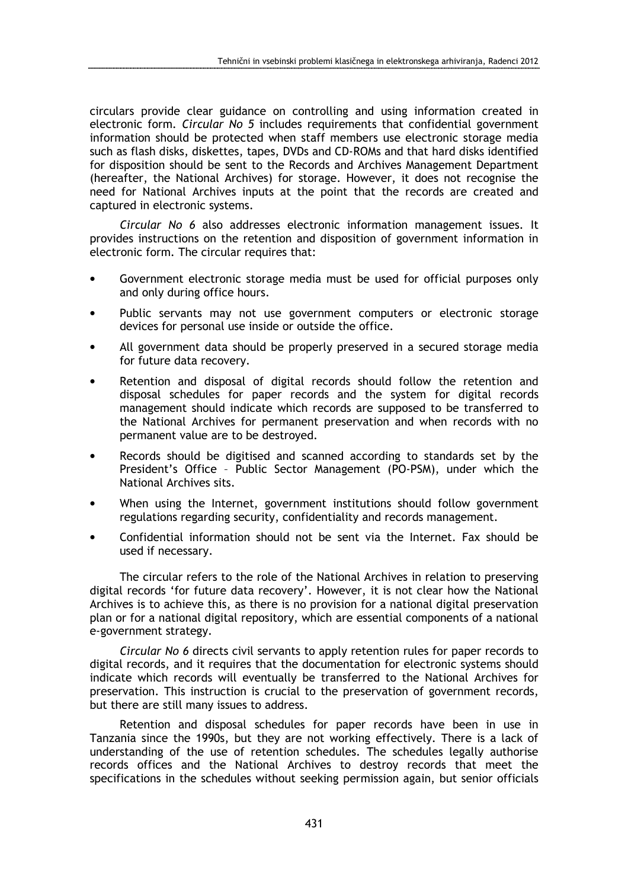circulars provide clear guidance on controlling and using information created in electronic form. *Circular No 5* includes requirements that confidential government information should be protected when staff members use electronic storage media such as flash disks, diskettes, tapes, DVDs and CD-ROMs and that hard disks identified for disposition should be sent to the Records and Archives Management Department (hereafter, the National Archives) for storage. However, it does not recognise the need for National Archives inputs at the point that the records are created and captured in electronic systems.

*Circular No 6* also addresses electronic information management issues. It provides instructions on the retention and disposition of government information in electronic form. The circular requires that:

- Government electronic storage media must be used for official purposes only and only during office hours.
- Public servants may not use government computers or electronic storage devices for personal use inside or outside the office.
- All government data should be properly preserved in a secured storage media for future data recovery.
- Retention and disposal of digital records should follow the retention and disposal schedules for paper records and the system for digital records management should indicate which records are supposed to be transferred to the National Archives for permanent preservation and when records with no permanent value are to be destroyed.
- Records should be digitised and scanned according to standards set by the President's Office – Public Sector Management (PO-PSM), under which the National Archives sits.
- When using the Internet, government institutions should follow government regulations regarding security, confidentiality and records management.
- Confidential information should not be sent via the Internet. Fax should be used if necessary.

The circular refers to the role of the National Archives in relation to preserving digital records 'for future data recovery'. However, it is not clear how the National Archives is to achieve this, as there is no provision for a national digital preservation plan or for a national digital repository, which are essential components of a national e-government strategy.

*Circular No 6* directs civil servants to apply retention rules for paper records to digital records, and it requires that the documentation for electronic systems should indicate which records will eventually be transferred to the National Archives for preservation. This instruction is crucial to the preservation of government records, but there are still many issues to address.

Retention and disposal schedules for paper records have been in use in Tanzania since the 1990s, but they are not working effectively. There is a lack of understanding of the use of retention schedules. The schedules legally authorise records offices and the National Archives to destroy records that meet the specifications in the schedules without seeking permission again, but senior officials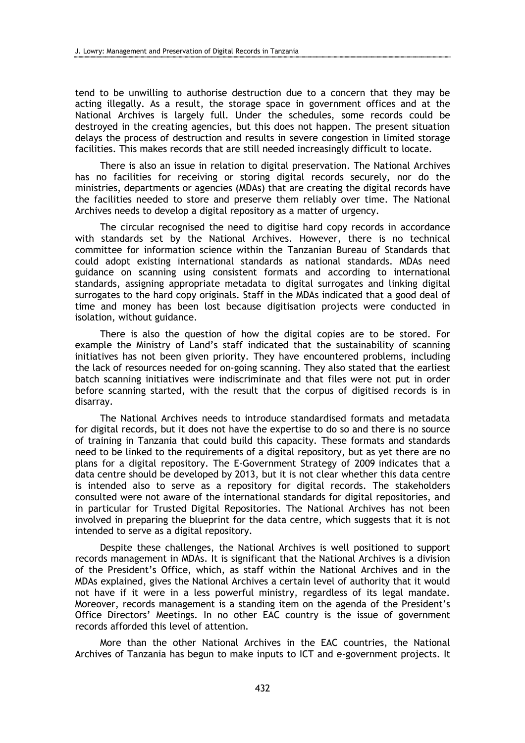tend to be unwilling to authorise destruction due to a concern that they may be acting illegally. As a result, the storage space in government offices and at the National Archives is largely full. Under the schedules, some records could be destroyed in the creating agencies, but this does not happen. The present situation delays the process of destruction and results in severe congestion in limited storage facilities. This makes records that are still needed increasingly difficult to locate.

There is also an issue in relation to digital preservation. The National Archives has no facilities for receiving or storing digital records securely, nor do the ministries, departments or agencies (MDAs) that are creating the digital records have the facilities needed to store and preserve them reliably over time. The National Archives needs to develop a digital repository as a matter of urgency.

The circular recognised the need to digitise hard copy records in accordance with standards set by the National Archives. However, there is no technical committee for information science within the Tanzanian Bureau of Standards that could adopt existing international standards as national standards. MDAs need guidance on scanning using consistent formats and according to international standards, assigning appropriate metadata to digital surrogates and linking digital surrogates to the hard copy originals. Staff in the MDAs indicated that a good deal of time and money has been lost because digitisation projects were conducted in isolation, without guidance.

There is also the question of how the digital copies are to be stored. For example the Ministry of Land's staff indicated that the sustainability of scanning initiatives has not been given priority. They have encountered problems, including the lack of resources needed for on-going scanning. They also stated that the earliest batch scanning initiatives were indiscriminate and that files were not put in order before scanning started, with the result that the corpus of digitised records is in disarray.

The National Archives needs to introduce standardised formats and metadata for digital records, but it does not have the expertise to do so and there is no source of training in Tanzania that could build this capacity. These formats and standards need to be linked to the requirements of a digital repository, but as yet there are no plans for a digital repository. The E-Government Strategy of 2009 indicates that a data centre should be developed by 2013, but it is not clear whether this data centre is intended also to serve as a repository for digital records. The stakeholders consulted were not aware of the international standards for digital repositories, and in particular for Trusted Digital Repositories. The National Archives has not been involved in preparing the blueprint for the data centre, which suggests that it is not intended to serve as a digital repository.

Despite these challenges, the National Archives is well positioned to support records management in MDAs. It is significant that the National Archives is a division of the President's Office, which, as staff within the National Archives and in the MDAs explained, gives the National Archives a certain level of authority that it would not have if it were in a less powerful ministry, regardless of its legal mandate. Moreover, records management is a standing item on the agenda of the President's Office Directors' Meetings. In no other EAC country is the issue of government records afforded this level of attention.

More than the other National Archives in the EAC countries, the National Archives of Tanzania has begun to make inputs to ICT and e-government projects. It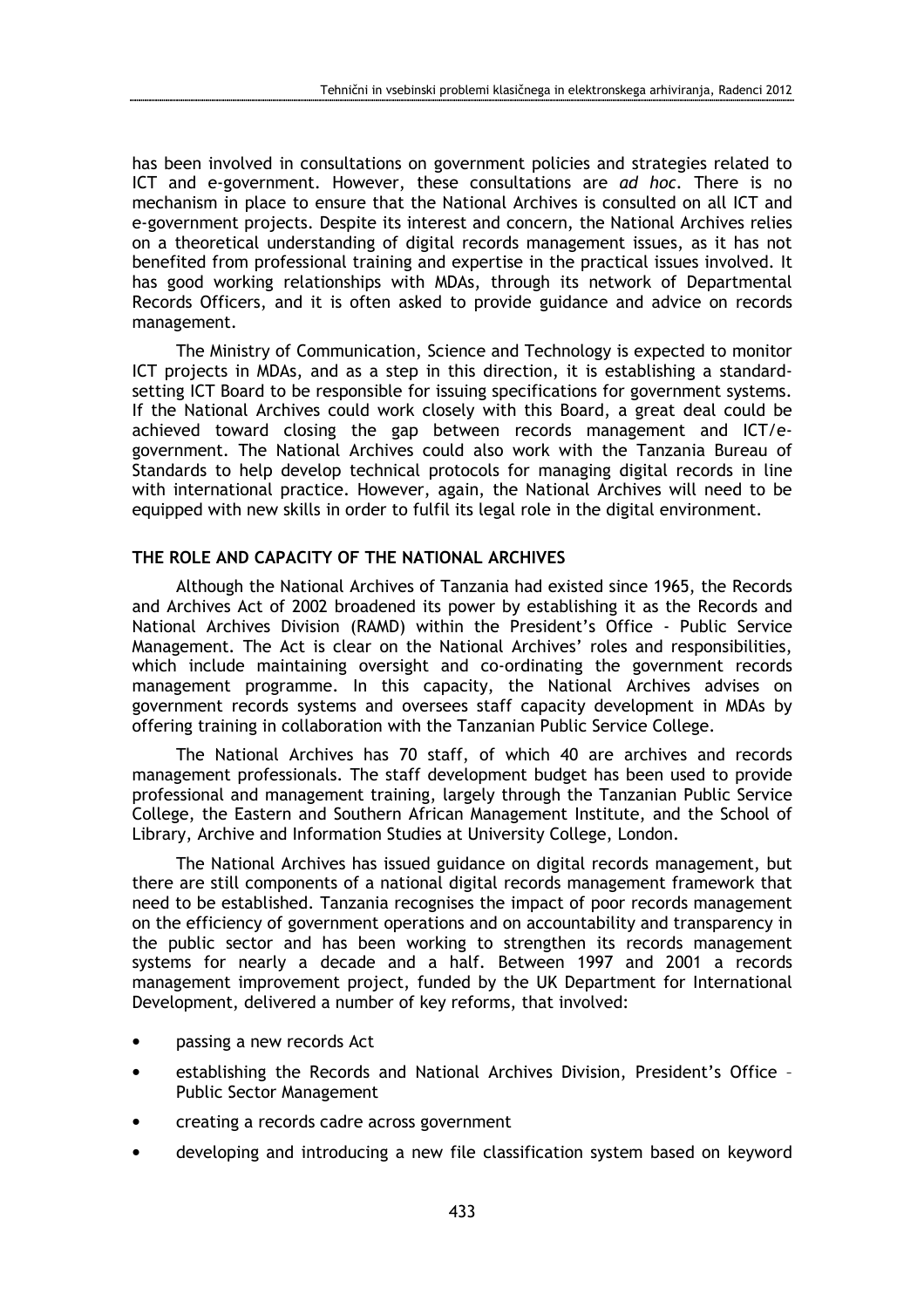has been involved in consultations on government policies and strategies related to ICT and e-government. However, these consultations are *ad hoc*. There is no mechanism in place to ensure that the National Archives is consulted on all ICT and e-government projects. Despite its interest and concern, the National Archives relies on a theoretical understanding of digital records management issues, as it has not benefited from professional training and expertise in the practical issues involved. It has good working relationships with MDAs, through its network of Departmental Records Officers, and it is often asked to provide guidance and advice on records management.

The Ministry of Communication, Science and Technology is expected to monitor ICT projects in MDAs, and as a step in this direction, it is establishing a standard-setting ICT Board to be responsible for issuing specifications for government systems. If the National Archives could work closely with this Board, a great deal could be achieved toward closing the gap between records management and ICT/e-government. The National Archives could also work with the Tanzania Bureau of Standards to help develop technical protocols for managing digital records in line with international practice. However, again, the National Archives will need to be equipped with new skills in order to fulfil its legal role in the digital environment.

## THE ROLE AND CAPACITY OF THE NATIONAL ARCHIVES

Although the National Archives of Tanzania had existed since 1965, the Records and Archives Act of 2002 broadened its power by establishing it as the Records and National Archives Division (RAMD) within the President's Office - Public Service Management. The Act is clear on the National Archives' roles and responsibilities, which include maintaining oversight and co-ordinating the government records management programme. In this capacity, the National Archives advises on government records systems and oversees staff capacity development in MDAs by offering training in collaboration with the Tanzanian Public Service College.

The National Archives has 70 staff, of which 40 are archives and records management professionals. The staff development budget has been used to provide professional and management training, largely through the Tanzanian Public Service College, the Eastern and Southern African Management Institute, and the School of Library, Archive and Information Studies at University College, London.

The National Archives has issued guidance on digital records management, but there are still components of a national digital records management framework that need to be established. Tanzania recognises the impact of poor records management on the efficiency of government operations and on accountability and transparency in the public sector and has been working to strengthen its records management systems for nearly a decade and a half. Between 1997 and 2001 a records management improvement project, funded by the UK Department for International Development, delivered a number of key reforms, that involved:

- passing a new records Act
- establishing the Records and National Archives Division, President's Office – Public Sector Management
- creating a records cadre across government
- developing and introducing a new file classification system based on keyword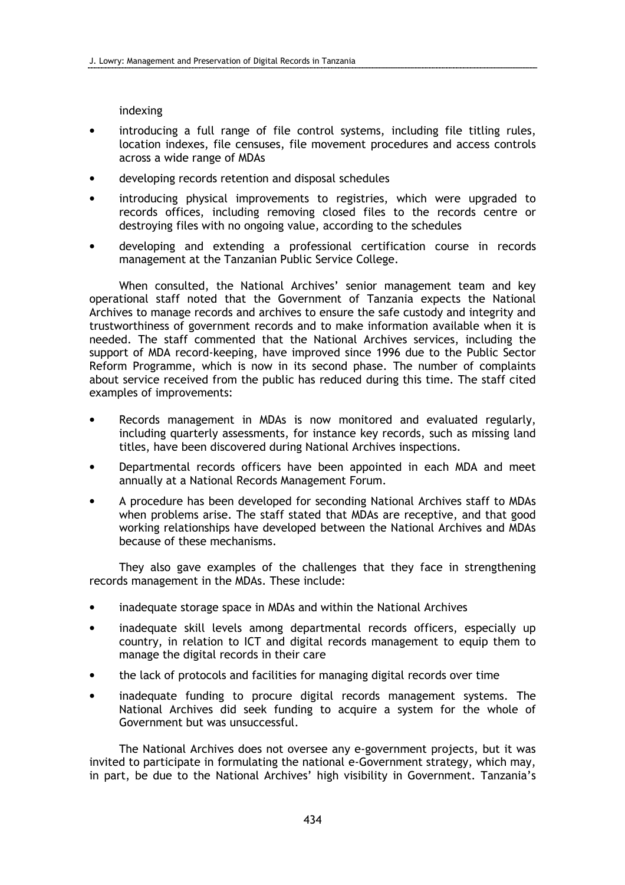indexing

- introducing a full range of file control systems, including file titling rules, location indexes, file censuses, file movement procedures and access controls across a wide range of MDAs
- developing records retention and disposal schedules
- introducing physical improvements to registries, which were upgraded to records offices, including removing closed files to the records centre or destroying files with no ongoing value, according to the schedules
- developing and extending a professional certification course in records management at the Tanzanian Public Service College.

When consulted, the National Archives' senior management team and key operational staff noted that the Government of Tanzania expects the National Archives to manage records and archives to ensure the safe custody and integrity and trustworthiness of government records and to make information available when it is needed. The staff commented that the National Archives services, including the support of MDA record-keeping, have improved since 1996 due to the Public Sector Reform Programme, which is now in its second phase. The number of complaints about service received from the public has reduced during this time. The staff cited examples of improvements:

- Records management in MDAs is now monitored and evaluated regularly, including quarterly assessments, for instance key records, such as missing land titles, have been discovered during National Archives inspections.
- Departmental records officers have been appointed in each MDA and meet annually at a National Records Management Forum.
- A procedure has been developed for seconding National Archives staff to MDAs when problems arise. The staff stated that MDAs are receptive, and that good working relationships have developed between the National Archives and MDAs because of these mechanisms.

They also gave examples of the challenges that they face in strengthening records management in the MDAs. These include:

- inadequate storage space in MDAs and within the National Archives
- inadequate skill levels among departmental records officers, especially up country, in relation to ICT and digital records management to equip them to manage the digital records in their care
- the lack of protocols and facilities for managing digital records over time
- inadequate funding to procure digital records management systems. The National Archives did seek funding to acquire a system for the whole of Government but was unsuccessful.

The National Archives does not oversee any e-government projects, but it was invited to participate in formulating the national e-Government strategy, which may, in part, be due to the National Archives' high visibility in Government. Tanzania's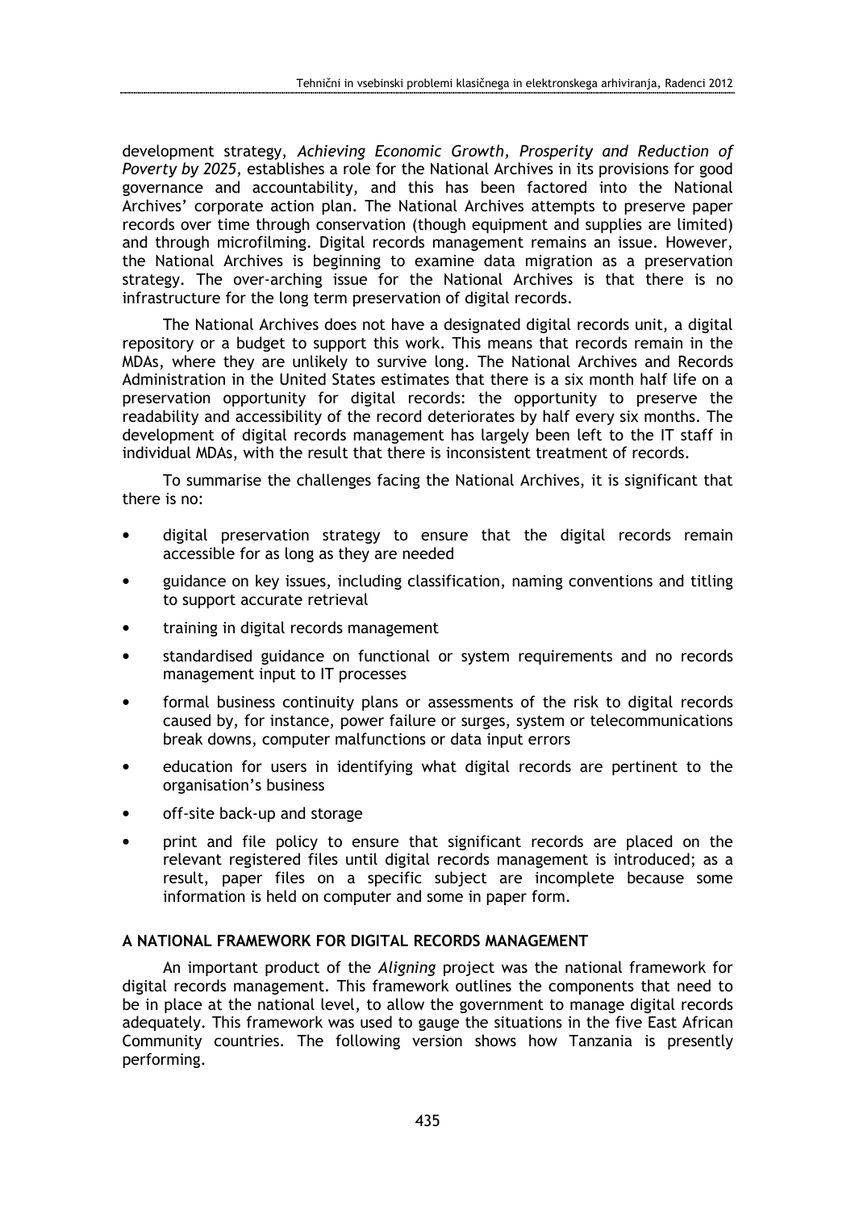development strategy, *Achieving Economic Growth, Prosperity and Reduction of Poverty by 2025*, establishes a role for the National Archives in its provisions for good governance and accountability, and this has been factored into the National Archives' corporate action plan. The National Archives attempts to preserve paper records over time through conservation (though equipment and supplies are limited) and through microfilming. Digital records management remains an issue. However, the National Archives is beginning to examine data migration as a preservation strategy. The over-arching issue for the National Archives is that there is no infrastructure for the long term preservation of digital records.

The National Archives does not have a designated digital records unit, a digital repository or a budget to support this work. This means that records remain in the MDAs, where they are unlikely to survive long. The National Archives and Records Administration in the United States estimates that there is a six month half life on a preservation opportunity for digital records: the opportunity to preserve the readability and accessibility of the record deteriorates by half every six months. The development of digital records management has largely been left to the IT staff in individual MDAs, with the result that there is inconsistent treatment of records.

To summarise the challenges facing the National Archives, it is significant that there is no:

- digital preservation strategy to ensure that the digital records remain accessible for as long as they are needed
- guidance on key issues, including classification, naming conventions and titling to support accurate retrieval
- training in digital records management
- standardised guidance on functional or system requirements and no records management input to IT processes
- formal business continuity plans or assessments of the risk to digital records caused by, for instance, power failure or surges, system or telecommunications break downs, computer malfunctions or data input errors
- education for users in identifying what digital records are pertinent to the organisation's business
- off-site back-up and storage
- print and file policy to ensure that significant records are placed on the relevant registered files until digital records management is introduced; as a result, paper files on a specific subject are incomplete because some information is held on computer and some in paper form.

## A NATIONAL FRAMEWORK FOR DIGITAL RECORDS MANAGEMENT

An important product of the *Aligning* project was the national framework for digital records management. This framework outlines the components that need to be in place at the national level, to allow the government to manage digital records adequately. This framework was used to gauge the situations in the five East African Community countries. The following version shows how Tanzania is presently performing.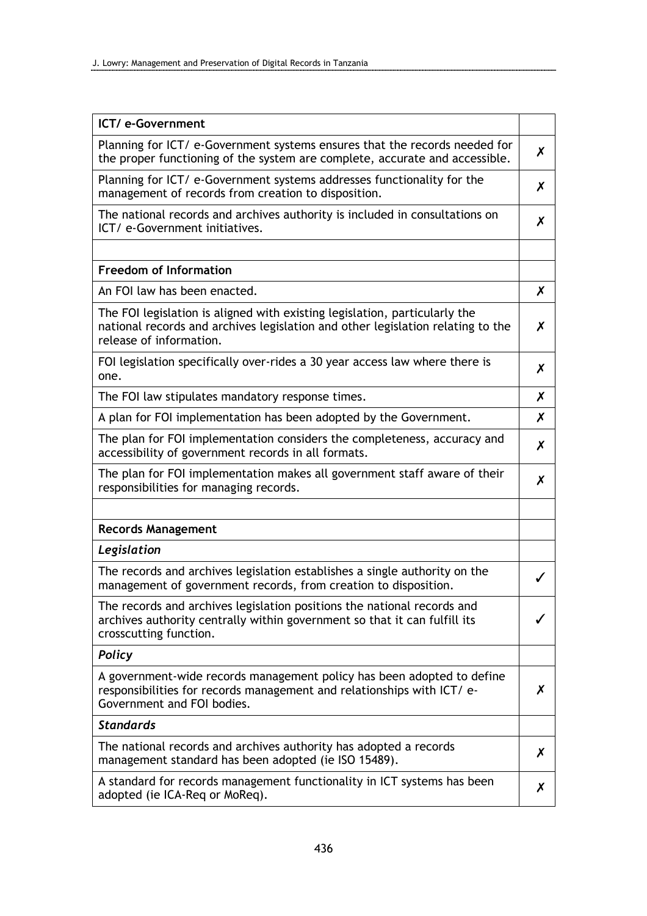| ICT/ e-Government | |
|---|---|
| Planning for ICT/ e-Government systems ensures that the records needed for the proper functioning of the system are complete, accurate and accessible. | ✗ |
| Planning for ICT/ e-Government systems addresses functionality for the management of records from creation to disposition. | ✗ |
| The national records and archives authority is included in consultations on ICT/ e-Government initiatives. | ✗ |
| | |
| **Freedom of Information** | |
| An FOI law has been enacted. | ✗ |
| The FOI legislation is aligned with existing legislation, particularly the national records and archives legislation and other legislation relating to the release of information. | ✗ |
| FOI legislation specifically over-rides a 30 year access law where there is one. | ✗ |
| The FOI law stipulates mandatory response times. | ✗ |
| A plan for FOI implementation has been adopted by the Government. | ✗ |
| The plan for FOI implementation considers the completeness, accuracy and accessibility of government records in all formats. | ✗ |
| The plan for FOI implementation makes all government staff aware of their responsibilities for managing records. | ✗ |
| | |
| **Records Management** | |
| ***Legislation*** | |
| The records and archives legislation establishes a single authority on the management of government records, from creation to disposition. | ✓ |
| The records and archives legislation positions the national records and archives authority centrally within government so that it can fulfill its crosscutting function. | ✓ |
| ***Policy*** | |
| A government-wide records management policy has been adopted to define responsibilities for records management and relationships with ICT/ e-Government and FOI bodies. | ✗ |
| ***Standards*** | |
| The national records and archives authority has adopted a records management standard has been adopted (ie ISO 15489). | ✗ |
| A standard for records management functionality in ICT systems has been adopted (ie ICA-Req or MoReq). | ✗ |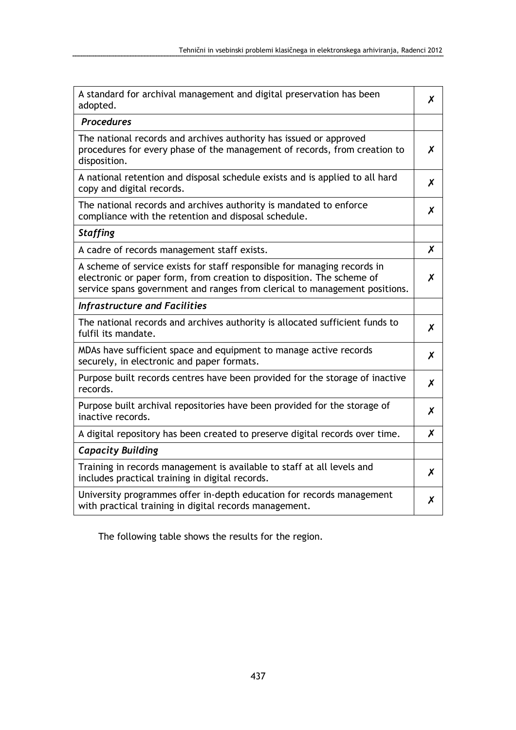| A standard for archival management and digital preservation has been adopted. | ✗ |
|---|---|
| ***Procedures*** | |
| The national records and archives authority has issued or approved procedures for every phase of the management of records, from creation to disposition. | ✗ |
| A national retention and disposal schedule exists and is applied to all hard copy and digital records. | ✗ |
| The national records and archives authority is mandated to enforce compliance with the retention and disposal schedule. | ✗ |
| ***Staffing*** | |
| A cadre of records management staff exists. | ✗ |
| A scheme of service exists for staff responsible for managing records in electronic or paper form, from creation to disposition. The scheme of service spans government and ranges from clerical to management positions. | ✗ |
| ***Infrastructure and Facilities*** | |
| The national records and archives authority is allocated sufficient funds to fulfil its mandate. | ✗ |
| MDAs have sufficient space and equipment to manage active records securely, in electronic and paper formats. | ✗ |
| Purpose built records centres have been provided for the storage of inactive records. | ✗ |
| Purpose built archival repositories have been provided for the storage of inactive records. | ✗ |
| A digital repository has been created to preserve digital records over time. | ✗ |
| ***Capacity Building*** | |
| Training in records management is available to staff at all levels and includes practical training in digital records. | ✗ |
| University programmes offer in-depth education for records management with practical training in digital records management. | ✗ |

The following table shows the results for the region.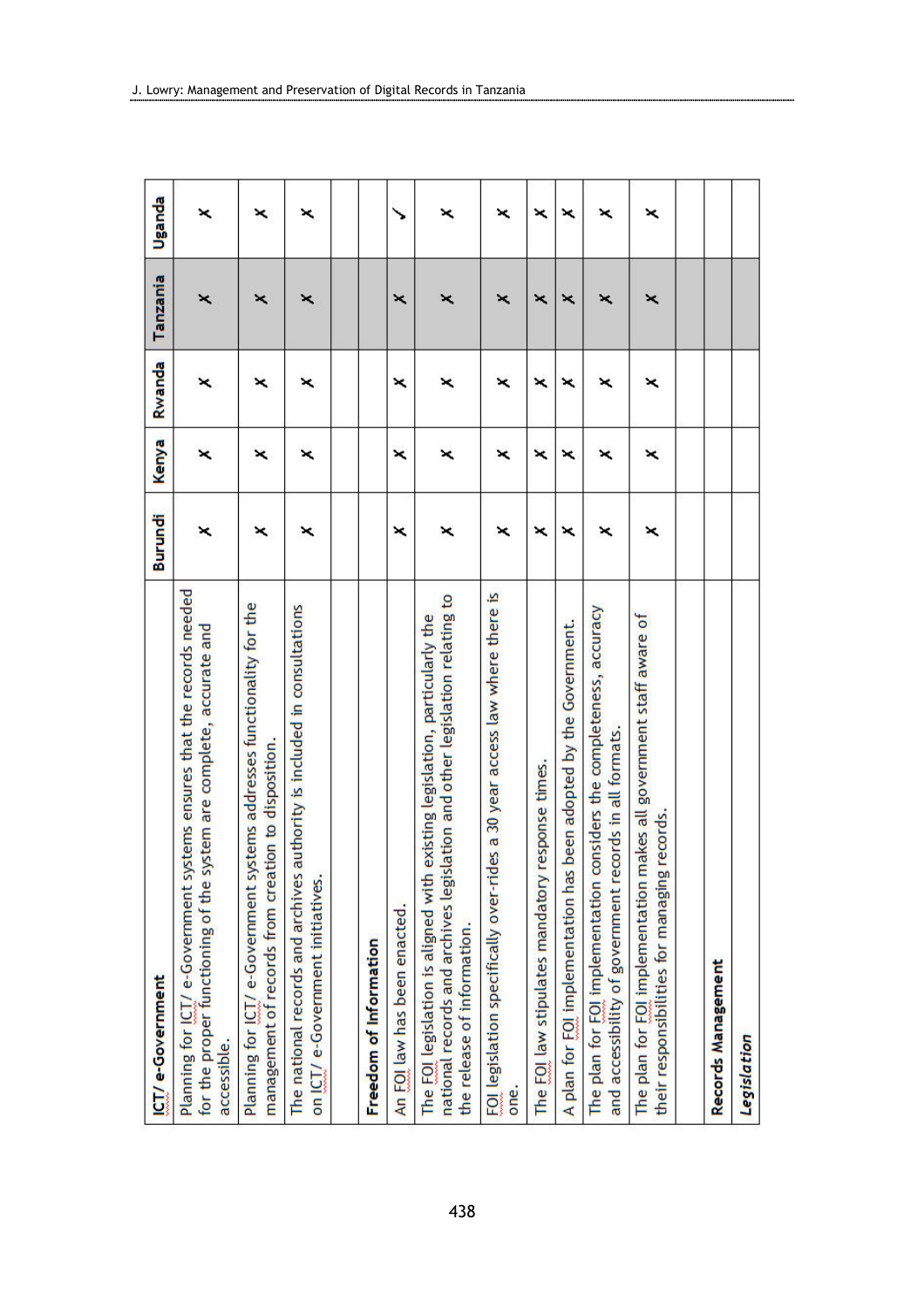| ICT/ e-Government | Burundi | Kenya | Rwanda | Tanzania | Uganda |
|---|---|---|---|---|---|
| Planning for ICT/ e-Government systems ensures that the records needed for the proper functioning of the system are complete, accurate and accessible. | ✗ | ✗ | ✗ | ✗ | ✗ |
| Planning for ICT/ e-Government systems addresses functionality for the management of records from creation to disposition. | ✗ | ✗ | ✗ | ✗ | ✗ |
| The national records and archives authority is included in consultations on ICT/ e-Government initiatives. | ✗ | ✗ | ✗ | ✗ | ✗ |
| | | | | | |
| **Freedom of Information** | | | | | |
| An FOI law has been enacted. | ✗ | ✗ | ✗ | ✗ | ✓ |
| The FOI legislation is aligned with existing legislation, particularly the national records and archives legislation and other legislation relating to the release of information. | ✗ | ✗ | ✗ | ✗ | ✗ |
| FOI legislation specifically over-rides a 30 year access law where there is one. | ✗ | ✗ | ✗ | ✗ | ✗ |
| The FOI law stipulates mandatory response times. | ✗ | ✗ | ✗ | ✗ | ✗ |
| A plan for FOI implementation has been adopted by the Government. | ✗ | ✗ | ✗ | ✗ | ✗ |
| The plan for FOI implementation considers the completeness, accuracy and accessibility of government records in all formats. | ✗ | ✗ | ✗ | ✗ | ✗ |
| The plan for FOI implementation makes all government staff aware of their responsibilities for managing records. | ✗ | ✗ | ✗ | ✗ | ✗ |
| | | | | | |
| **Records Management** | | | | | |
| ***Legislation*** | | | | | |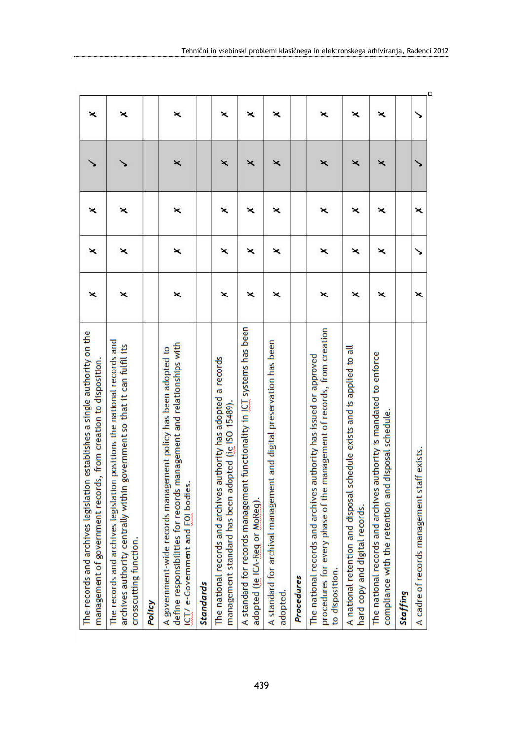| | | | | | |
|---|---|---|---|---|---|
| The records and archives legislation establishes a single authority on the management of government records, from creation to disposition. | ✗ | ✗ | ✗ | ✓ | ✗ |
| The records and archives legislation positions the national records and archives authority centrally within government so that it can fulfil its crosscutting function. | ✗ | ✗ | ✗ | ✓ | ✗ |
| ***Policy*** | | | | | |
| A government-wide records management policy has been adopted to define responsibilities for records management and relationships with ICT/ e-Government and FOI bodies. | ✗ | ✗ | ✗ | ✗ | ✗ |
| ***Standards*** | | | | | |
| The national records and archives authority has adopted a records management standard has been adopted (ie ISO 15489). | ✗ | ✗ | ✗ | ✗ | ✗ |
| A standard for records management functionality in ICT systems has been adopted (ie ICA-Req or MoReq). | ✗ | ✗ | ✗ | ✗ | ✗ |
| A standard for archival management and digital preservation has been adopted. | ✗ | ✗ | ✗ | ✗ | ✗ |
| ***Procedures*** | | | | | |
| The national records and archives authority has issued or approved procedures for every phase of the management of records, from creation to disposition. | ✗ | ✗ | ✗ | ✗ | ✗ |
| A national retention and disposal schedule exists and is applied to all hard copy and digital records. | ✗ | ✗ | ✗ | ✗ | ✗ |
| The national records and archives authority is mandated to enforce compliance with the retention and disposal schedule. | ✗ | ✗ | ✗ | ✗ | ✗ |
| ***Staffing*** | | | | | |
| A cadre of records management staff exists. | ✗ | ✓ | ✗ | ✓ | ✓ |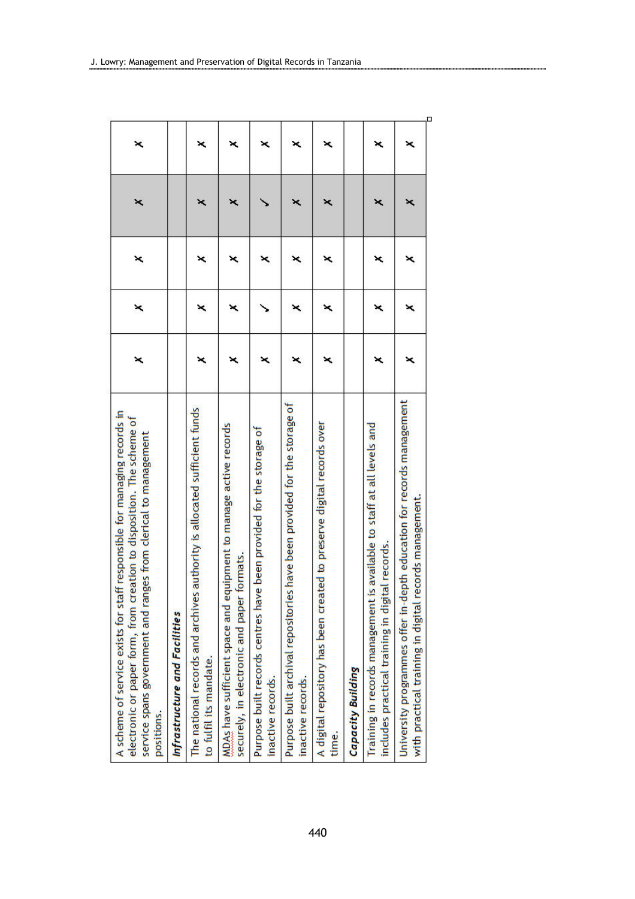| | | | | | |
|---|---|---|---|---|---|
| A scheme of service exists for staff responsible for managing records in electronic or paper form, from creation to disposition. The scheme of service spans government and ranges from clerical to management positions. | ✗ | ✗ | ✗ | ✗ | ✗ |
| ***Infrastructure and Facilities*** | | | | | |
| The national records and archives authority is allocated sufficient funds to fulfil its mandate. | ✗ | ✗ | ✗ | ✗ | ✗ |
| MDAs have sufficient space and equipment to manage active records securely, in electronic and paper formats. | ✗ | ✗ | ✗ | ✗ | ✗ |
| Purpose built records centres have been provided for the storage of inactive records. | ✗ | ✓ | ✗ | ✓ | ✗ |
| Purpose built archival repositories have been provided for the storage of inactive records. | ✗ | ✗ | ✗ | ✗ | ✗ |
| A digital repository has been created to preserve digital records over time. | ✗ | ✗ | ✗ | ✗ | ✗ |
| ***Capacity Building*** | | | | | |
| Training in records management is available to staff at all levels and includes practical training in digital records. | ✗ | ✗ | ✗ | ✗ | ✗ |
| University programmes offer in-depth education for records management with practical training in digital records management. | ✗ | ✗ | ✗ | ✗ | ✗ |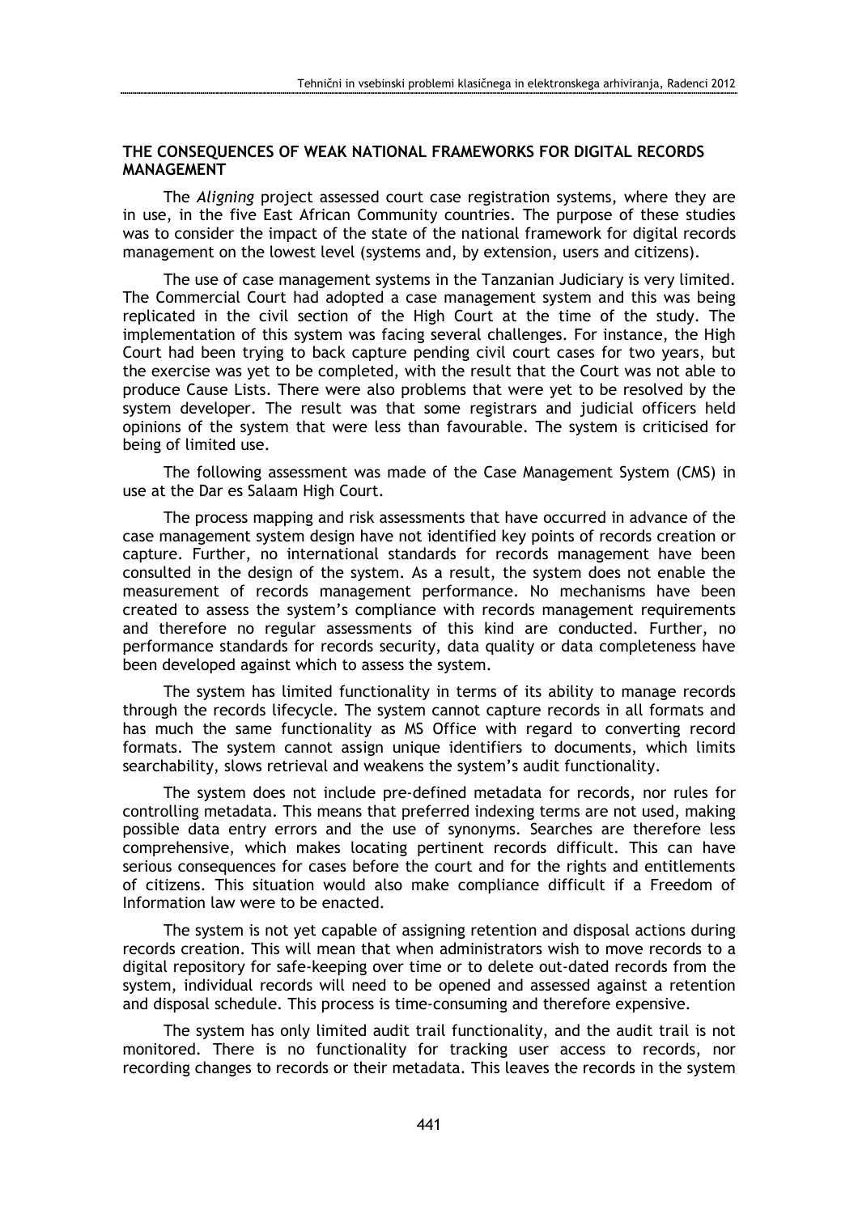## THE CONSEQUENCES OF WEAK NATIONAL FRAMEWORKS FOR DIGITAL RECORDS MANAGEMENT

The *Aligning* project assessed court case registration systems, where they are in use, in the five East African Community countries. The purpose of these studies was to consider the impact of the state of the national framework for digital records management on the lowest level (systems and, by extension, users and citizens).

The use of case management systems in the Tanzanian Judiciary is very limited. The Commercial Court had adopted a case management system and this was being replicated in the civil section of the High Court at the time of the study. The implementation of this system was facing several challenges. For instance, the High Court had been trying to back capture pending civil court cases for two years, but the exercise was yet to be completed, with the result that the Court was not able to produce Cause Lists. There were also problems that were yet to be resolved by the system developer. The result was that some registrars and judicial officers held opinions of the system that were less than favourable. The system is criticised for being of limited use.

The following assessment was made of the Case Management System (CMS) in use at the Dar es Salaam High Court.

The process mapping and risk assessments that have occurred in advance of the case management system design have not identified key points of records creation or capture. Further, no international standards for records management have been consulted in the design of the system. As a result, the system does not enable the measurement of records management performance. No mechanisms have been created to assess the system's compliance with records management requirements and therefore no regular assessments of this kind are conducted. Further, no performance standards for records security, data quality or data completeness have been developed against which to assess the system.

The system has limited functionality in terms of its ability to manage records through the records lifecycle. The system cannot capture records in all formats and has much the same functionality as MS Office with regard to converting record formats. The system cannot assign unique identifiers to documents, which limits searchability, slows retrieval and weakens the system's audit functionality.

The system does not include pre-defined metadata for records, nor rules for controlling metadata. This means that preferred indexing terms are not used, making possible data entry errors and the use of synonyms. Searches are therefore less comprehensive, which makes locating pertinent records difficult. This can have serious consequences for cases before the court and for the rights and entitlements of citizens. This situation would also make compliance difficult if a Freedom of Information law were to be enacted.

The system is not yet capable of assigning retention and disposal actions during records creation. This will mean that when administrators wish to move records to a digital repository for safe-keeping over time or to delete out-dated records from the system, individual records will need to be opened and assessed against a retention and disposal schedule. This process is time-consuming and therefore expensive.

The system has only limited audit trail functionality, and the audit trail is not monitored. There is no functionality for tracking user access to records, nor recording changes to records or their metadata. This leaves the records in the system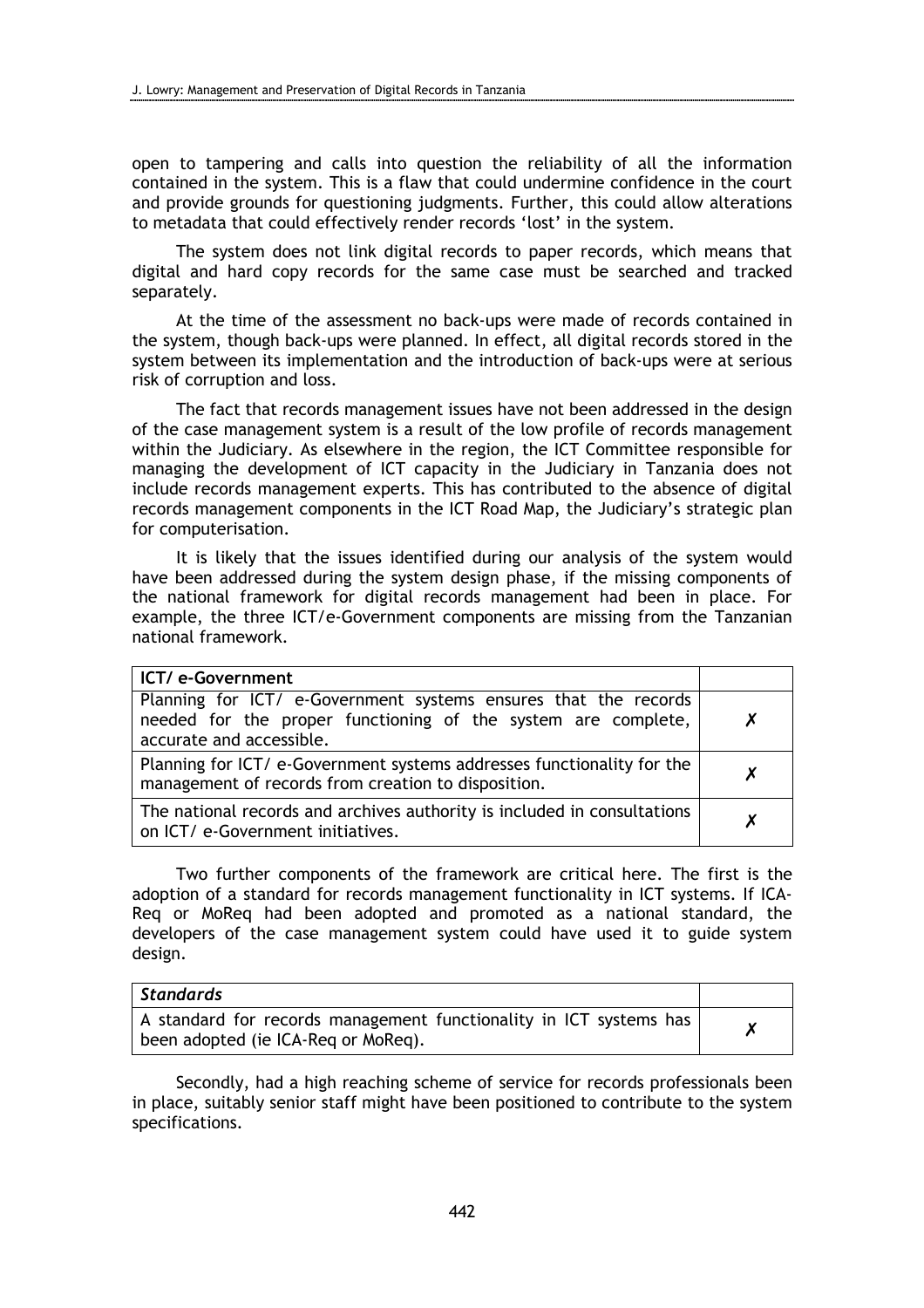open to tampering and calls into question the reliability of all the information contained in the system. This is a flaw that could undermine confidence in the court and provide grounds for questioning judgments. Further, this could allow alterations to metadata that could effectively render records 'lost' in the system.

The system does not link digital records to paper records, which means that digital and hard copy records for the same case must be searched and tracked separately.

At the time of the assessment no back-ups were made of records contained in the system, though back-ups were planned. In effect, all digital records stored in the system between its implementation and the introduction of back-ups were at serious risk of corruption and loss.

The fact that records management issues have not been addressed in the design of the case management system is a result of the low profile of records management within the Judiciary. As elsewhere in the region, the ICT Committee responsible for managing the development of ICT capacity in the Judiciary in Tanzania does not include records management experts. This has contributed to the absence of digital records management components in the ICT Road Map, the Judiciary's strategic plan for computerisation.

It is likely that the issues identified during our analysis of the system would have been addressed during the system design phase, if the missing components of the national framework for digital records management had been in place. For example, the three ICT/e-Government components are missing from the Tanzanian national framework.

| **ICT/ e-Government** | |
|---|---|
| Planning for ICT/ e-Government systems ensures that the records needed for the proper functioning of the system are complete, accurate and accessible. | ✗ |
| Planning for ICT/ e-Government systems addresses functionality for the management of records from creation to disposition. | ✗ |
| The national records and archives authority is included in consultations on ICT/ e-Government initiatives. | ✗ |

Two further components of the framework are critical here. The first is the adoption of a standard for records management functionality in ICT systems. If ICA-Req or MoReq had been adopted and promoted as a national standard, the developers of the case management system could have used it to guide system design.

| ***Standards*** | |
|---|---|
| A standard for records management functionality in ICT systems has been adopted (ie ICA-Req or MoReq). | ✗ |

Secondly, had a high reaching scheme of service for records professionals been in place, suitably senior staff might have been positioned to contribute to the system specifications.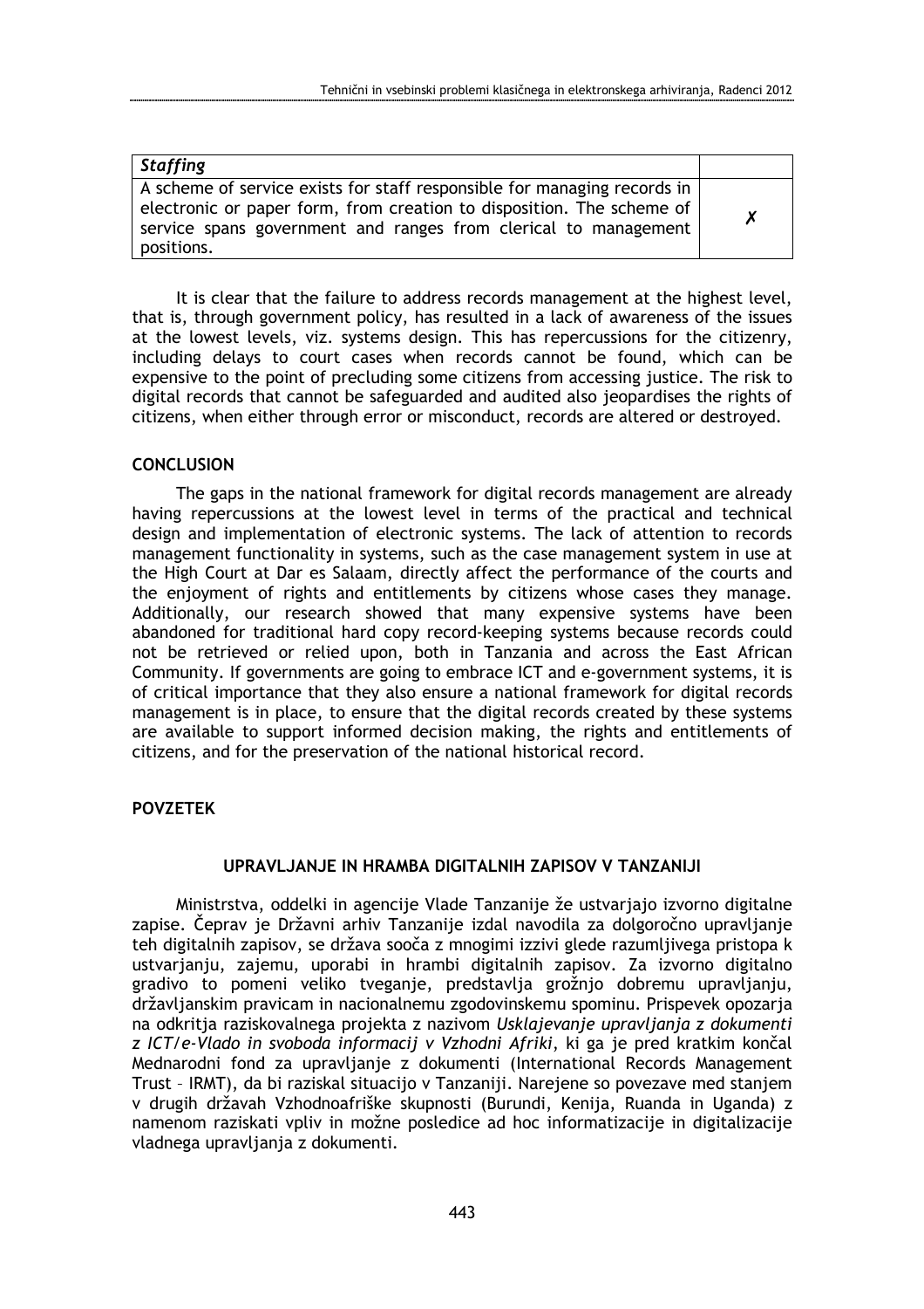| | |
|---|---|
| *Staffing* | |
| A scheme of service exists for staff responsible for managing records in electronic or paper form, from creation to disposition. The scheme of service spans government and ranges from clerical to management positions. | ✗ |

It is clear that the failure to address records management at the highest level, that is, through government policy, has resulted in a lack of awareness of the issues at the lowest levels, viz. systems design. This has repercussions for the citizenry, including delays to court cases when records cannot be found, which can be expensive to the point of precluding some citizens from accessing justice. The risk to digital records that cannot be safeguarded and audited also jeopardises the rights of citizens, when either through error or misconduct, records are altered or destroyed.

## CONCLUSION

The gaps in the national framework for digital records management are already having repercussions at the lowest level in terms of the practical and technical design and implementation of electronic systems. The lack of attention to records management functionality in systems, such as the case management system in use at the High Court at Dar es Salaam, directly affect the performance of the courts and the enjoyment of rights and entitlements by citizens whose cases they manage. Additionally, our research showed that many expensive systems have been abandoned for traditional hard copy record-keeping systems because records could not be retrieved or relied upon, both in Tanzania and across the East African Community. If governments are going to embrace ICT and e-government systems, it is of critical importance that they also ensure a national framework for digital records management is in place, to ensure that the digital records created by these systems are available to support informed decision making, the rights and entitlements of citizens, and for the preservation of the national historical record.

## POVZETEK

### UPRAVLJANJE IN HRAMBA DIGITALNIH ZAPISOV V TANZANIJI

Ministrstva, oddelki in agencije Vlade Tanzanije že ustvarjajo izvorno digitalne zapise. Čeprav je Državni arhiv Tanzanije izdal navodila za dolgoročno upravljanje teh digitalnih zapisov, se država sooča z mnogimi izzivi glede razumljivega pristopa k ustvarjanju, zajemu, uporabi in hrambi digitalnih zapisov. Za izvorno digitalno gradivo to pomeni veliko tveganje, predstavlja grožnjo dobremu upravljanju, državljanskim pravicam in nacionalnemu zgodovinskemu spominu. Prispevek opozarja na odkritja raziskovalnega projekta z nazivom *Usklajevanje upravljanja z dokumenti z ICT/e-Vlado in svoboda informacij v Vzhodni Afriki*, ki ga je pred kratkim končal Mednarodni fond za upravljanje z dokumenti (International Records Management Trust – IRMT), da bi raziskal situacijo v Tanzaniji. Narejene so povezave med stanjem v drugih državah Vzhodnoafriške skupnosti (Burundi, Kenija, Ruanda in Uganda) z namenom raziskati vpliv in možne posledice ad hoc informatizacije in digitalizacije vladnega upravljanja z dokumenti.